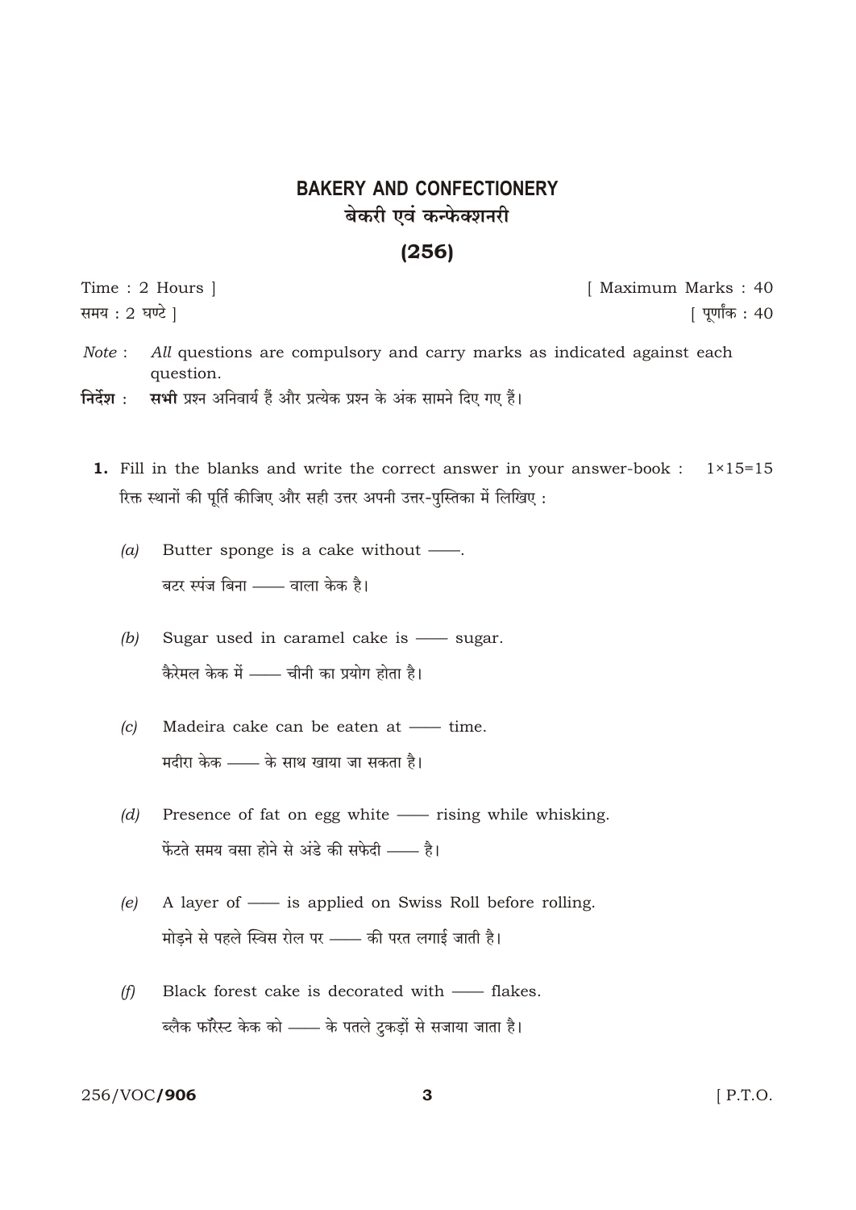# BAKERY AND CONFECTIONERY

# बेकरी एवं कन्फेक्शनरी

## (256)

Time : 2 Hours ] [ Maximum Marks : 40

समय : 2 घण्टे ] [ पूर्णांक : 40

*Note* : **All** questions are compulsory and carry marks as indicated against each question.

**निर्देश** : **सभी** प्रश्न अनिवार्य हैं और प्रत्येक प्रश्न के अंक सामने दिए गए हैं।

**1.** Fill in the blanks and write the correct answer in your answer-book : 1×15=15

रिक्त स्थानों की पूर्ति कीजिए और सही उत्तर अपनी उत्तर-पुस्तिका में लिखिए :

*(a)* Butter sponge is a cake without ——.

बटर स्पंज बिना —— वाला केक है।

*(b)* Sugar used in caramel cake is —— sugar.

कैरेमल केक में —— चीनी का प्रयोग होता है।

*(c)* Madeira cake can be eaten at —— time.

मदीरा केक —— के साथ खाया जा सकता है।

*(d)* Presence of fat on egg white —— rising while whisking.

फेंटते समय वसा होने से अंडे की सफेदी —— है।

*(e)* A layer of —— is applied on Swiss Roll before rolling.

मोड़ने से पहले स्विस रोल पर —— की परत लगाई जाती है।

*(f)* Black forest cake is decorated with —— flakes.

ब्लैक फॉरेस्ट केक को —— के पतले टुकड़ों से सजाया जाता है।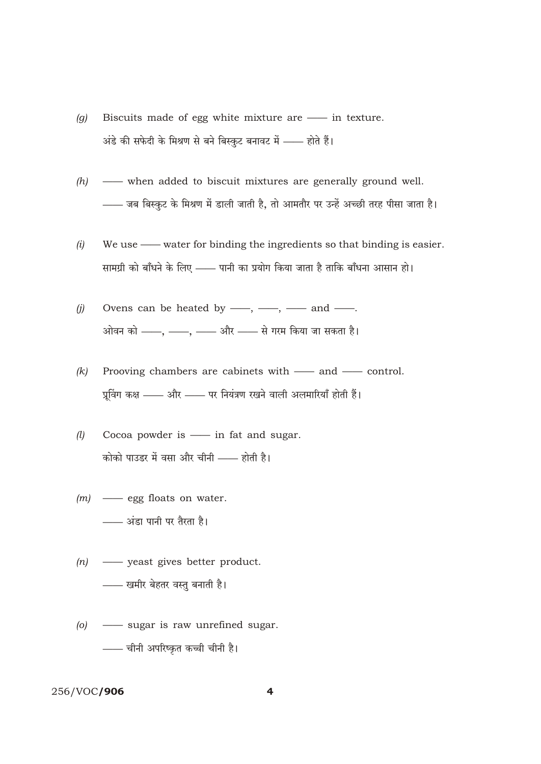(g) Biscuits made of egg white mixture are —— in texture.

अंडे की सफेदी के मिश्रण से बने बिस्कुट बनावट में —— होते हैं।

(h) —— when added to biscuit mixtures are generally ground well.

—— जब बिस्कुट के मिश्रण में डाली जाती है, तो आमतौर पर उन्हें अच्छी तरह पीसा जाता है।

(i) We use —— water for binding the ingredients so that binding is easier.

सामग्री को बाँधने के लिए —— पानी का प्रयोग किया जाता है ताकि बाँधना आसान हो।

(j) Ovens can be heated by ——, ——, —— and ——.

ओवन को ——, ——, —— और —— से गरम किया जा सकता है।

(k) Prooving chambers are cabinets with —— and —— control.

प्रूविंग कक्ष —— और —— पर नियंत्रण रखने वाली अलमारियाँ होती हैं।

(l) Cocoa powder is —— in fat and sugar.

कोको पाउडर में वसा और चीनी —— होती है।

(m) —— egg floats on water.

—— अंडा पानी पर तैरता है।

(n) —— yeast gives better product.

—— खमीर बेहतर वस्तु बनाती है।

(o) —— sugar is raw unrefined sugar.

—— चीनी अपरिष्कृत कच्ची चीनी है।

256/VOC/**906**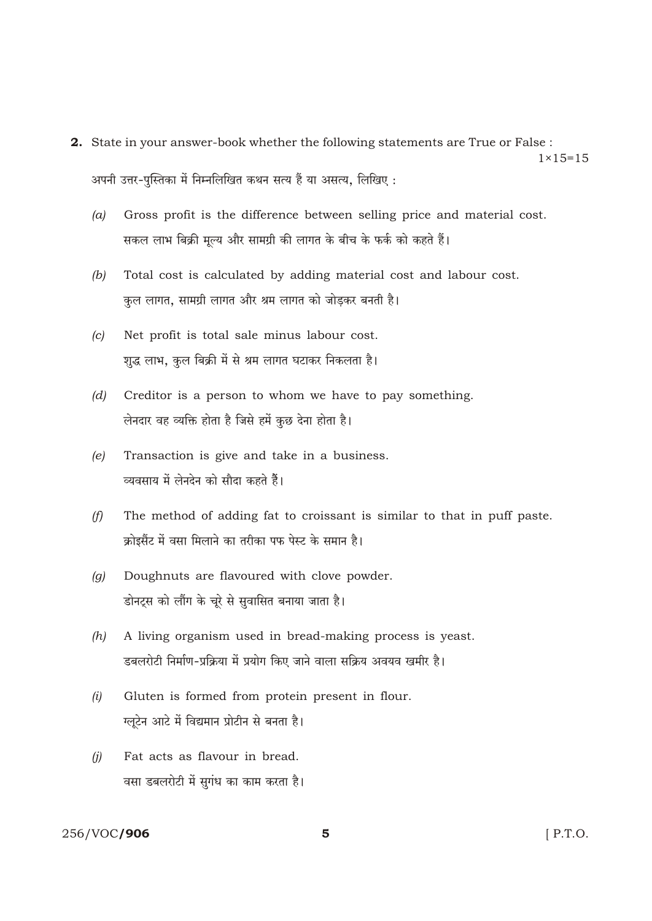**2.** State in your answer-book whether the following statements are True or False : 1×15=15

अपनी उत्तर-पुस्तिका में निम्नलिखित कथन सत्य हैं या असत्य, लिखिए :

*(a)* Gross profit is the difference between selling price and material cost.
सकल लाभ बिक्री मूल्य और सामग्री की लागत के बीच के फर्क को कहते हैं।

*(b)* Total cost is calculated by adding material cost and labour cost.
कुल लागत, सामग्री लागत और श्रम लागत को जोड़कर बनती है।

*(c)* Net profit is total sale minus labour cost.
शुद्ध लाभ, कुल बिक्री में से श्रम लागत घटाकर निकलता है।

*(d)* Creditor is a person to whom we have to pay something.
लेनदार वह व्यक्ति होता है जिसे हमें कुछ देना होता है।

*(e)* Transaction is give and take in a business.
व्यवसाय में लेनदेन को सौदा कहते हैं।

*(f)* The method of adding fat to croissant is similar to that in puff paste.
क्रोइसैंट में वसा मिलाने का तरीका पफ पेस्ट के समान है।

*(g)* Doughnuts are flavoured with clove powder.
डोनट्स को लौंग के चूरे से सुवासित बनाया जाता है।

*(h)* A living organism used in bread-making process is yeast.
डबलरोटी निर्माण-प्रक्रिया में प्रयोग किए जाने वाला सक्रिय अवयव खमीर है।

*(i)* Gluten is formed from protein present in flour.
ग्लूटेन आटे में विद्यमान प्रोटीन से बनता है।

*(j)* Fat acts as flavour in bread.
वसा डबलरोटी में सुगंध का काम करता है।

256/VOC/**906** [ P.T.O.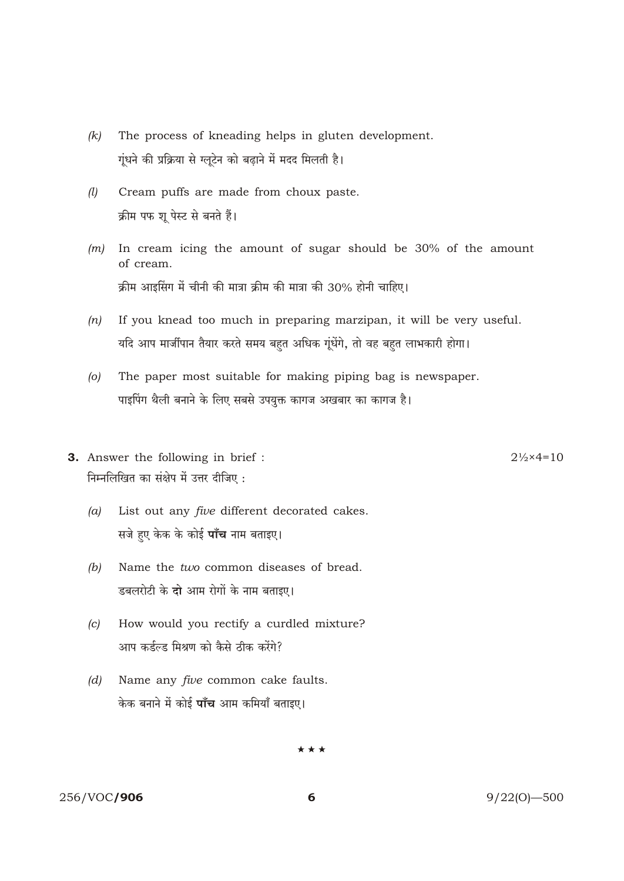(*k*) The process of kneading helps in gluten development.

गूंधने की प्रक्रिया से ग्लूटेन को बढ़ाने में मदद मिलती है।

(*l*) Cream puffs are made from choux paste.

क्रीम पफ शू पेस्ट से बनते हैं।

(*m*) In cream icing the amount of sugar should be 30% of the amount of cream.

क्रीम आइसिंग में चीनी की मात्रा क्रीम की मात्रा की 30% होनी चाहिए।

(*n*) If you knead too much in preparing marzipan, it will be very useful.

यदि आप मार्जीपान तैयार करते समय बहुत अधिक गूंधेंगे, तो वह बहुत लाभकारी होगा।

(*o*) The paper most suitable for making piping bag is newspaper.

पाइपिंग थैली बनाने के लिए सबसे उपयुक्त कागज अखबार का कागज है।

**3.** Answer the following in brief : 2½×4=10

निम्नलिखित का संक्षेप में उत्तर दीजिए :

(*a*) List out any *five* different decorated cakes.

सजे हुए केक के कोई **पाँच** नाम बताइए।

(*b*) Name the *two* common diseases of bread.

डबलरोटी के **दो** आम रोगों के नाम बताइए।

(*c*) How would you rectify a curdled mixture?

आप कर्डल्ड मिश्रण को कैसे ठीक करेंगे?

(*d*) Name any *five* common cake faults.

केक बनाने में कोई **पाँच** आम कमियाँ बताइए।

★ ★ ★